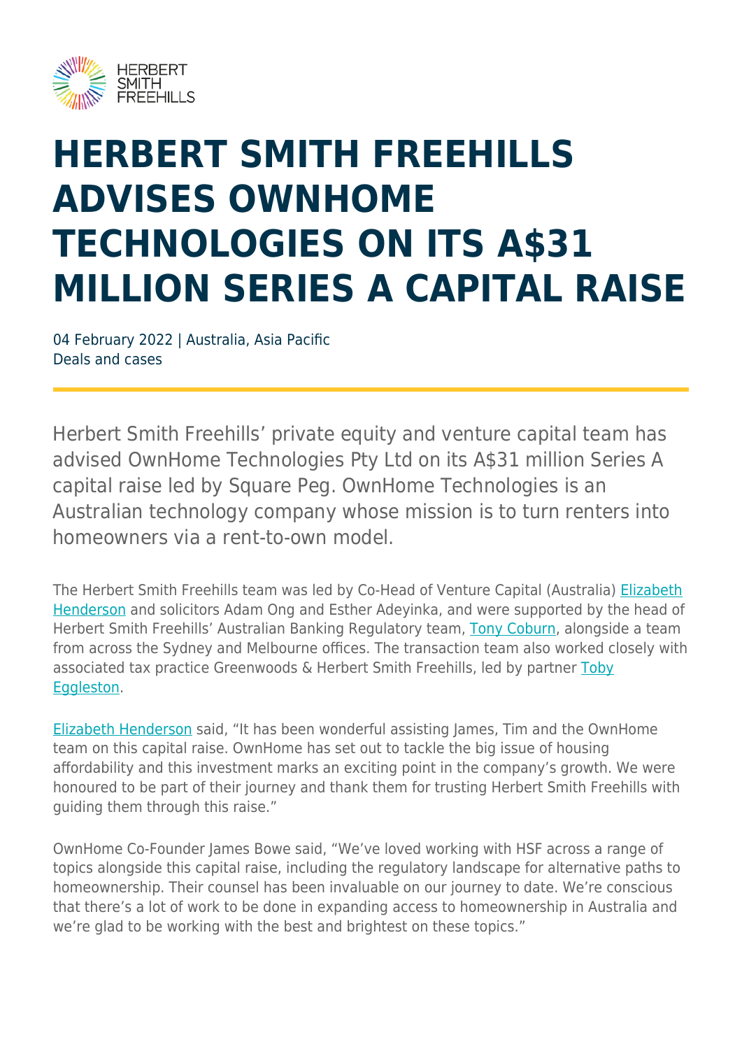# HERBERT SMITH FREEHILLS ADVISES OWNHOME TECHNOLOGIES ON ITS A$31 MILLION SERIES A CAPITAL RAISE

04 February 2022 | Australia, Asia Pacific
Deals and cases

Herbert Smith Freehills' private equity and venture capital team has advised OwnHome Technologies Pty Ltd on its A$31 million Series A capital raise led by Square Peg. OwnHome Technologies is an Australian technology company whose mission is to turn renters into homeowners via a rent-to-own model.

The Herbert Smith Freehills team was led by Co-Head of Venture Capital (Australia) Elizabeth Henderson and solicitors Adam Ong and Esther Adeyinka, and were supported by the head of Herbert Smith Freehills' Australian Banking Regulatory team, Tony Coburn, alongside a team from across the Sydney and Melbourne offices. The transaction team also worked closely with associated tax practice Greenwoods & Herbert Smith Freehills, led by partner Toby Eggleston.

Elizabeth Henderson said, "It has been wonderful assisting James, Tim and the OwnHome team on this capital raise. OwnHome has set out to tackle the big issue of housing affordability and this investment marks an exciting point in the company's growth. We were honoured to be part of their journey and thank them for trusting Herbert Smith Freehills with guiding them through this raise."

OwnHome Co-Founder James Bowe said, "We've loved working with HSF across a range of topics alongside this capital raise, including the regulatory landscape for alternative paths to homeownership. Their counsel has been invaluable on our journey to date. We're conscious that there's a lot of work to be done in expanding access to homeownership in Australia and we're glad to be working with the best and brightest on these topics."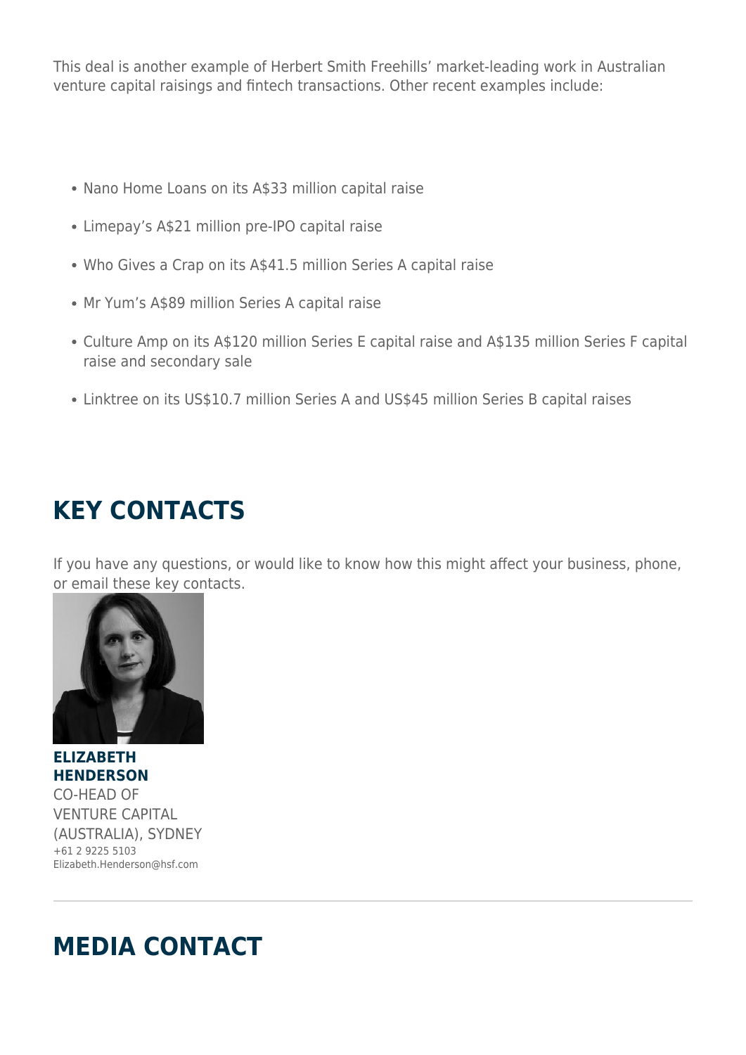This deal is another example of Herbert Smith Freehills' market-leading work in Australian venture capital raisings and fintech transactions. Other recent examples include:

- Nano Home Loans on its A$33 million capital raise
- Limepay's A$21 million pre-IPO capital raise
- Who Gives a Crap on its A$41.5 million Series A capital raise
- Mr Yum's A$89 million Series A capital raise
- Culture Amp on its A$120 million Series E capital raise and A$135 million Series F capital raise and secondary sale
- Linktree on its US$10.7 million Series A and US$45 million Series B capital raises

## KEY CONTACTS

If you have any questions, or would like to know how this might affect your business, phone, or email these key contacts.

**ELIZABETH HENDERSON**
CO-HEAD OF VENTURE CAPITAL (AUSTRALIA), SYDNEY
+61 2 9225 5103
Elizabeth.Henderson@hsf.com

---

## MEDIA CONTACT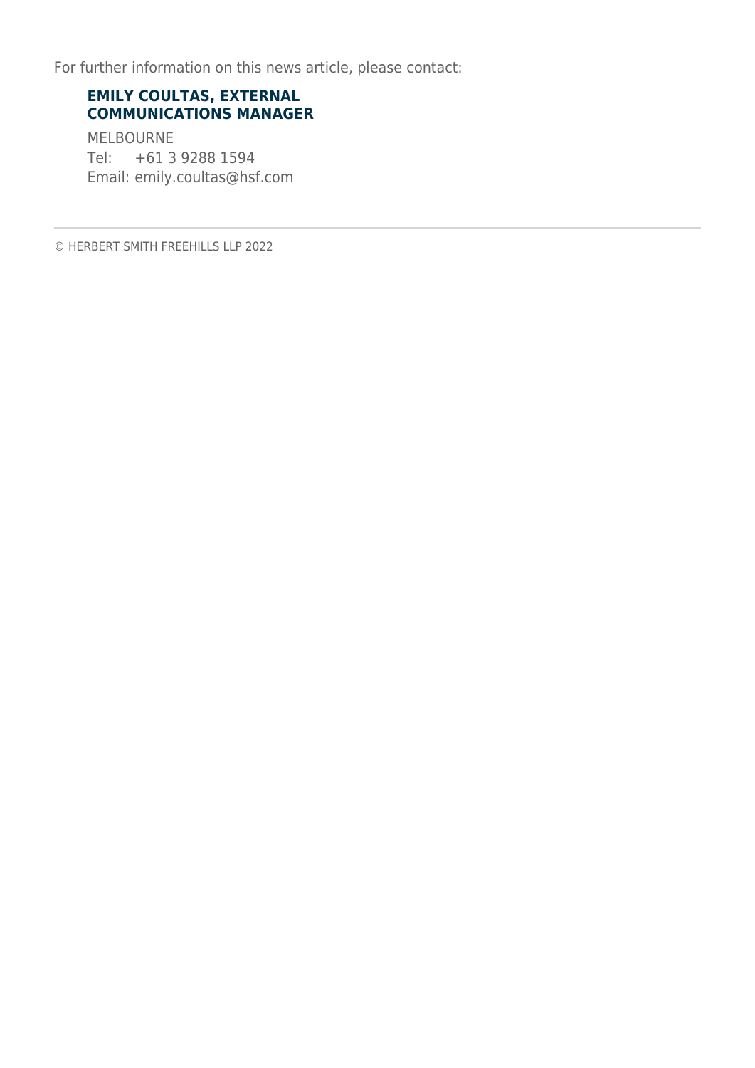For further information on this news article, please contact:

**EMILY COULTAS, EXTERNAL COMMUNICATIONS MANAGER**

MELBOURNE
Tel: +61 3 9288 1594
Email: emily.coultas@hsf.com

---

© HERBERT SMITH FREEHILLS LLP 2022